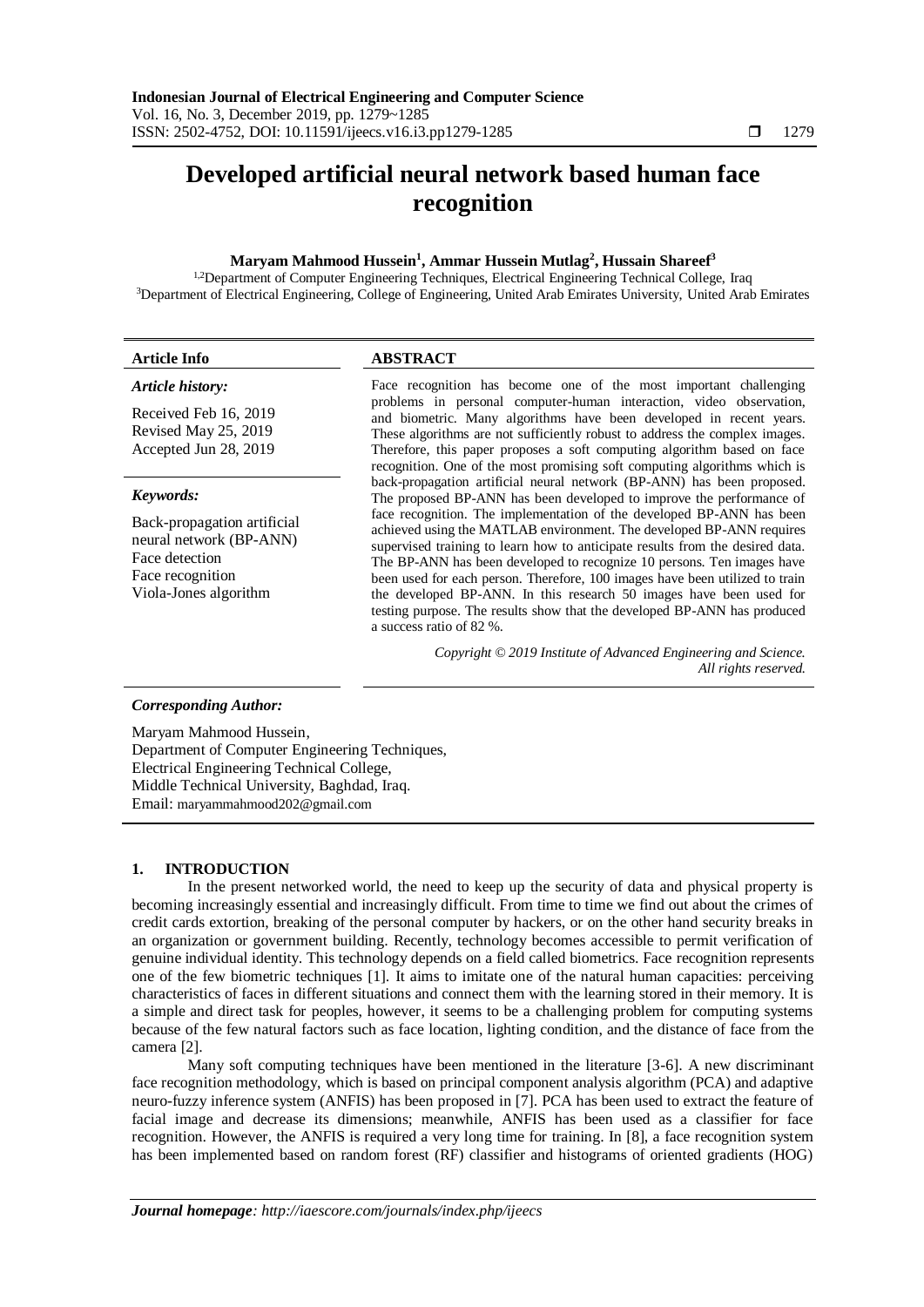# Developed artificial neural network based human face recognition

**Maryam Mahmood Hussein[1], Ammar Hussein Mutlag[2], Hussain Shareef[3]**

[1,2]Department of Computer Engineering Techniques, Electrical Engineering Technical College, Iraq
[3]Department of Electrical Engineering, College of Engineering, United Arab Emirates University, United Arab Emirates

| **Article Info** | **ABSTRACT** |
|---|---|
| ***Article history:***<br><br>Received Feb 16, 2019<br>Revised May 25, 2019<br>Accepted Jun 28, 2019<br><br>***Keywords:***<br><br>Back-propagation artificial neural network (BP-ANN)<br>Face detection<br>Face recognition<br>Viola-Jones algorithm | Face recognition has become one of the most important challenging problems in personal computer-human interaction, video observation, and biometric. Many algorithms have been developed in recent years. These algorithms are not sufficiently robust to address the complex images. Therefore, this paper proposes a soft computing algorithm based on face recognition. One of the most promising soft computing algorithms which is back-propagation artificial neural network (BP-ANN) has been proposed. The proposed BP-ANN has been developed to improve the performance of face recognition. The implementation of the developed BP-ANN has been achieved using the MATLAB environment. The developed BP-ANN requires supervised training to learn how to anticipate results from the desired data. The BP-ANN has been developed to recognize 10 persons. Ten images have been used for each person. Therefore, 100 images have been utilized to train the developed BP-ANN. In this research 50 images have been used for testing purpose. The results show that the developed BP-ANN has produced a success ratio of 82 %.<br><br>*Copyright © 2019 Institute of Advanced Engineering and Science. All rights reserved.* |

***Corresponding Author:***

Maryam Mahmood Hussein,
Department of Computer Engineering Techniques,
Electrical Engineering Technical College,
Middle Technical University, Baghdad, Iraq.
Email: maryammahmood202@gmail.com

## 1. INTRODUCTION

In the present networked world, the need to keep up the security of data and physical property is becoming increasingly essential and increasingly difficult. From time to time we find out about the crimes of credit cards extortion, breaking of the personal computer by hackers, or on the other hand security breaks in an organization or government building. Recently, technology becomes accessible to permit verification of genuine individual identity. This technology depends on a field called biometrics. Face recognition represents one of the few biometric techniques [1]. It aims to imitate one of the natural human capacities: perceiving characteristics of faces in different situations and connect them with the learning stored in their memory. It is a simple and direct task for peoples, however, it seems to be a challenging problem for computing systems because of the few natural factors such as face location, lighting condition, and the distance of face from the camera [2].

Many soft computing techniques have been mentioned in the literature [3-6]. A new discriminant face recognition methodology, which is based on principal component analysis algorithm (PCA) and adaptive neuro-fuzzy inference system (ANFIS) has been proposed in [7]. PCA has been used to extract the feature of facial image and decrease its dimensions; meanwhile, ANFIS has been used as a classifier for face recognition. However, the ANFIS is required a very long time for training. In [8], a face recognition system has been implemented based on random forest (RF) classifier and histograms of oriented gradients (HOG)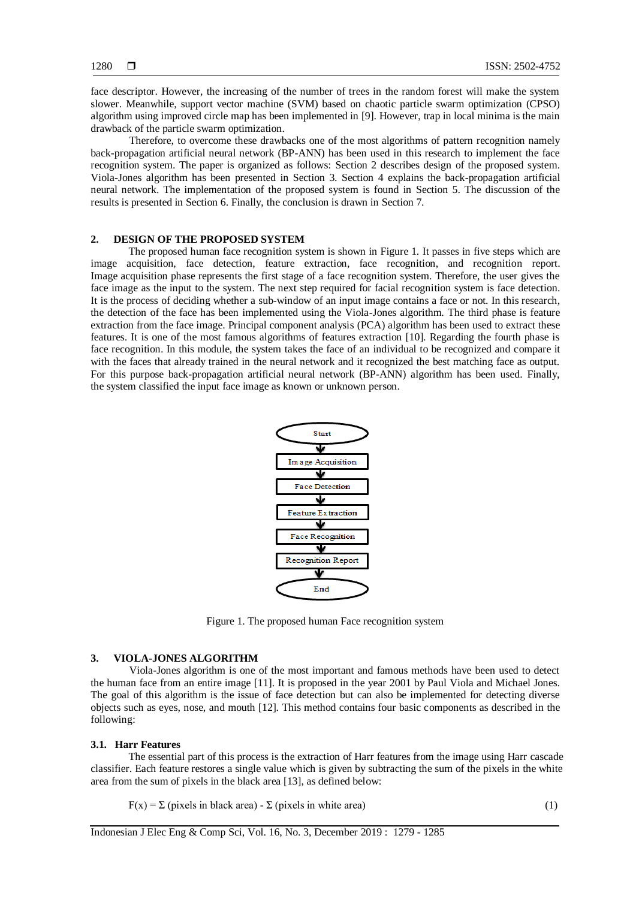face descriptor. However, the increasing of the number of trees in the random forest will make the system slower. Meanwhile, support vector machine (SVM) based on chaotic particle swarm optimization (CPSO) algorithm using improved circle map has been implemented in [9]. However, trap in local minima is the main drawback of the particle swarm optimization.

Therefore, to overcome these drawbacks one of the most algorithms of pattern recognition namely back-propagation artificial neural network (BP-ANN) has been used in this research to implement the face recognition system. The paper is organized as follows: Section 2 describes design of the proposed system. Viola-Jones algorithm has been presented in Section 3. Section 4 explains the back-propagation artificial neural network. The implementation of the proposed system is found in Section 5. The discussion of the results is presented in Section 6. Finally, the conclusion is drawn in Section 7.

## 2. DESIGN OF THE PROPOSED SYSTEM

The proposed human face recognition system is shown in Figure 1. It passes in five steps which are image acquisition, face detection, feature extraction, face recognition, and recognition report. Image acquisition phase represents the first stage of a face recognition system. Therefore, the user gives the face image as the input to the system. The next step required for facial recognition system is face detection. It is the process of deciding whether a sub-window of an input image contains a face or not. In this research, the detection of the face has been implemented using the Viola-Jones algorithm. The third phase is feature extraction from the face image. Principal component analysis (PCA) algorithm has been used to extract these features. It is one of the most famous algorithms of features extraction [10]. Regarding the fourth phase is face recognition. In this module, the system takes the face of an individual to be recognized and compare it with the faces that already trained in the neural network and it recognized the best matching face as output. For this purpose back-propagation artificial neural network (BP-ANN) algorithm has been used. Finally, the system classified the input face image as known or unknown person.

Start → Image Acquisition → Face Detection → Feature Extraction → Face Recognition → Recognition Report → End

Figure 1. The proposed human Face recognition system

## 3. VIOLA-JONES ALGORITHM

Viola-Jones algorithm is one of the most important and famous methods have been used to detect the human face from an entire image [11]. It is proposed in the year 2001 by Paul Viola and Michael Jones. The goal of this algorithm is the issue of face detection but can also be implemented for detecting diverse objects such as eyes, nose, and mouth [12]. This method contains four basic components as described in the following:

### 3.1. Harr Features

The essential part of this process is the extraction of Harr features from the image using Harr cascade classifier. Each feature restores a single value which is given by subtracting the sum of the pixels in the white area from the sum of pixels in the black area [13], as defined below:

$$F(x) = \Sigma \text{ (pixels in black area)} - \Sigma \text{ (pixels in white area)} \tag{1}$$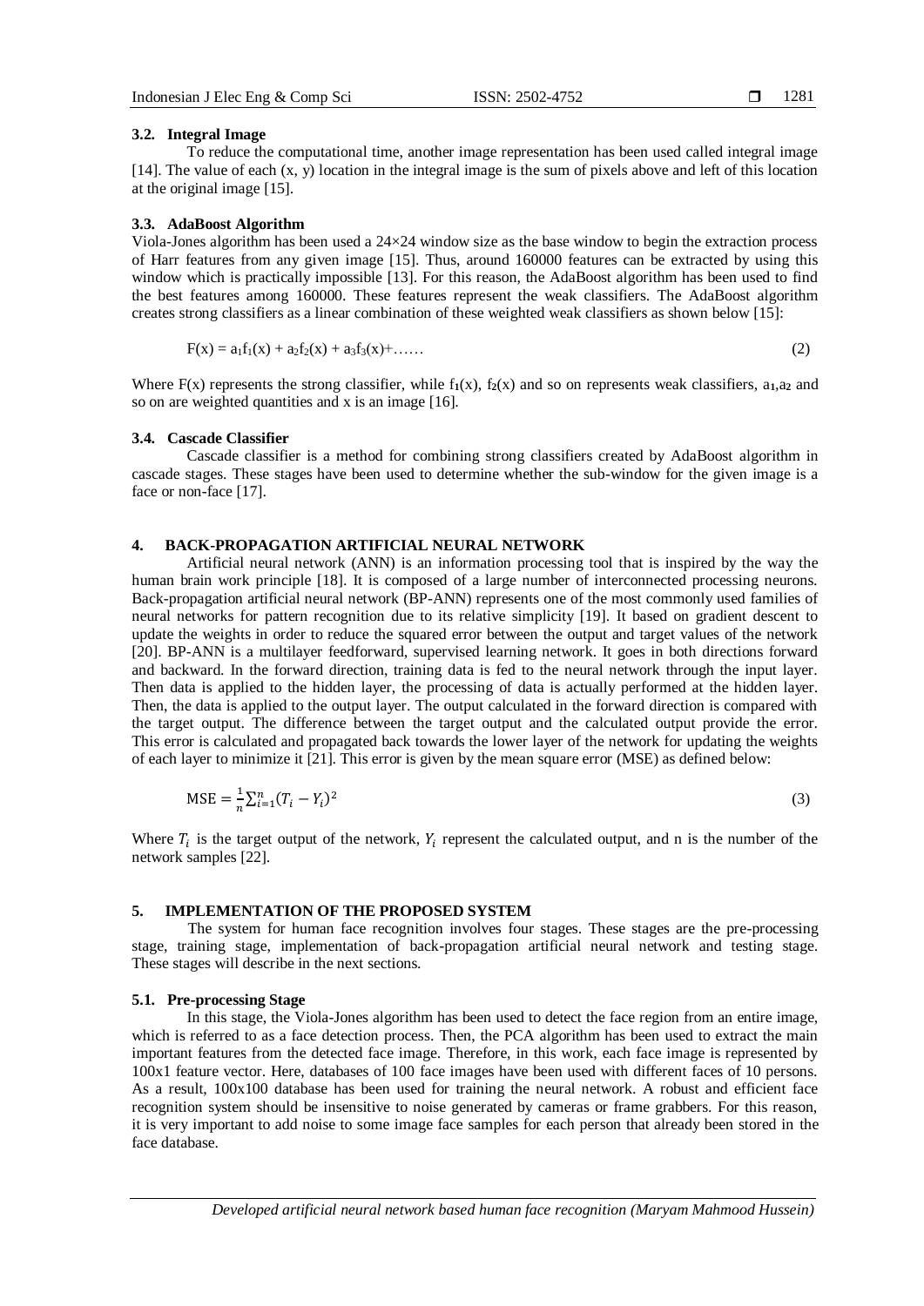### 3.2. Integral Image

To reduce the computational time, another image representation has been used called integral image [14]. The value of each (x, y) location in the integral image is the sum of pixels above and left of this location at the original image [15].

### 3.3. AdaBoost Algorithm

Viola-Jones algorithm has been used a 24×24 window size as the base window to begin the extraction process of Harr features from any given image [15]. Thus, around 160000 features can be extracted by using this window which is practically impossible [13]. For this reason, the AdaBoost algorithm has been used to find the best features among 160000. These features represent the weak classifiers. The AdaBoost algorithm creates strong classifiers as a linear combination of these weighted weak classifiers as shown below [15]:

$$F(x) = a_1f_1(x) + a_2f_2(x) + a_3f_3(x)+\ldots\ldots \tag{2}$$

Where $F(x)$ represents the strong classifier, while $f_1(x)$, $f_2(x)$ and so on represents weak classifiers, $a_1$,$a_2$ and so on are weighted quantities and x is an image [16].

### 3.4. Cascade Classifier

Cascade classifier is a method for combining strong classifiers created by AdaBoost algorithm in cascade stages. These stages have been used to determine whether the sub-window for the given image is a face or non-face [17].

## 4. BACK-PROPAGATION ARTIFICIAL NEURAL NETWORK

Artificial neural network (ANN) is an information processing tool that is inspired by the way the human brain work principle [18]. It is composed of a large number of interconnected processing neurons. Back-propagation artificial neural network (BP-ANN) represents one of the most commonly used families of neural networks for pattern recognition due to its relative simplicity [19]. It based on gradient descent to update the weights in order to reduce the squared error between the output and target values of the network [20]. BP-ANN is a multilayer feedforward, supervised learning network. It goes in both directions forward and backward. In the forward direction, training data is fed to the neural network through the input layer. Then data is applied to the hidden layer, the processing of data is actually performed at the hidden layer. Then, the data is applied to the output layer. The output calculated in the forward direction is compared with the target output. The difference between the target output and the calculated output provide the error. This error is calculated and propagated back towards the lower layer of the network for updating the weights of each layer to minimize it [21]. This error is given by the mean square error (MSE) as defined below:

$$\text{MSE} = \frac{1}{n}\sum_{i=1}^{n}(T_i - Y_i)^2 \tag{3}$$

Where $T_i$ is the target output of the network, $Y_i$ represent the calculated output, and n is the number of the network samples [22].

## 5. IMPLEMENTATION OF THE PROPOSED SYSTEM

The system for human face recognition involves four stages. These stages are the pre-processing stage, training stage, implementation of back-propagation artificial neural network and testing stage. These stages will describe in the next sections.

### 5.1. Pre-processing Stage

In this stage, the Viola-Jones algorithm has been used to detect the face region from an entire image, which is referred to as a face detection process. Then, the PCA algorithm has been used to extract the main important features from the detected face image. Therefore, in this work, each face image is represented by 100x1 feature vector. Here, databases of 100 face images have been used with different faces of 10 persons. As a result, 100x100 database has been used for training the neural network. A robust and efficient face recognition system should be insensitive to noise generated by cameras or frame grabbers. For this reason, it is very important to add noise to some image face samples for each person that already been stored in the face database.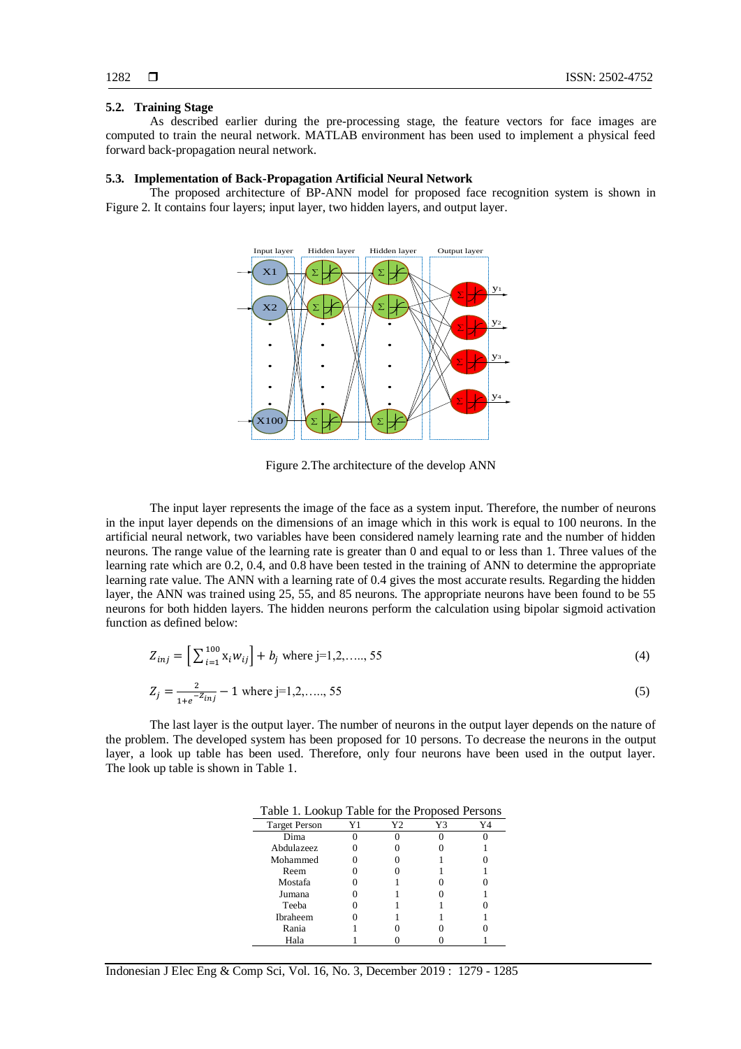### 5.2. Training Stage

As described earlier during the pre-processing stage, the feature vectors for face images are computed to train the neural network. MATLAB environment has been used to implement a physical feed forward back-propagation neural network.

### 5.3. Implementation of Back-Propagation Artificial Neural Network

The proposed architecture of BP-ANN model for proposed face recognition system is shown in Figure 2. It contains four layers; input layer, two hidden layers, and output layer.

Figure 2.The architecture of the develop ANN

The input layer represents the image of the face as a system input. Therefore, the number of neurons in the input layer depends on the dimensions of an image which in this work is equal to 100 neurons. In the artificial neural network, two variables have been considered namely learning rate and the number of hidden neurons. The range value of the learning rate is greater than 0 and equal to or less than 1. Three values of the learning rate which are 0.2, 0.4, and 0.8 have been tested in the training of ANN to determine the appropriate learning rate value. The ANN with a learning rate of 0.4 gives the most accurate results. Regarding the hidden layer, the ANN was trained using 25, 55, and 85 neurons. The appropriate neurons have been found to be 55 neurons for both hidden layers. The hidden neurons perform the calculation using bipolar sigmoid activation function as defined below:

$$Z_{inj} = \left[\sum_{i=1}^{100} x_i w_{ij}\right] + b_j \text{ where j=1,2,....., 55} \tag{4}$$

$$Z_j = \frac{2}{1+e^{-Z_{inj}}} - 1 \text{ where j=1,2,....., 55} \tag{5}$$

The last layer is the output layer. The number of neurons in the output layer depends on the nature of the problem. The developed system has been proposed for 10 persons. To decrease the neurons in the output layer, a look up table has been used. Therefore, only four neurons have been used in the output layer. The look up table is shown in Table 1.

Table 1. Lookup Table for the Proposed Persons

| Target Person | Y1 | Y2 | Y3 | Y4 |
|---|---|---|---|---|
| Dima | 0 | 0 | 0 | 0 |
| Abdulazeez | 0 | 0 | 0 | 1 |
| Mohammed | 0 | 0 | 1 | 0 |
| Reem | 0 | 0 | 1 | 1 |
| Mostafa | 0 | 1 | 0 | 0 |
| Jumana | 0 | 1 | 0 | 1 |
| Teeba | 0 | 1 | 1 | 0 |
| Ibraheem | 0 | 1 | 1 | 1 |
| Rania | 1 | 0 | 0 | 0 |
| Hala | 1 | 0 | 0 | 1 |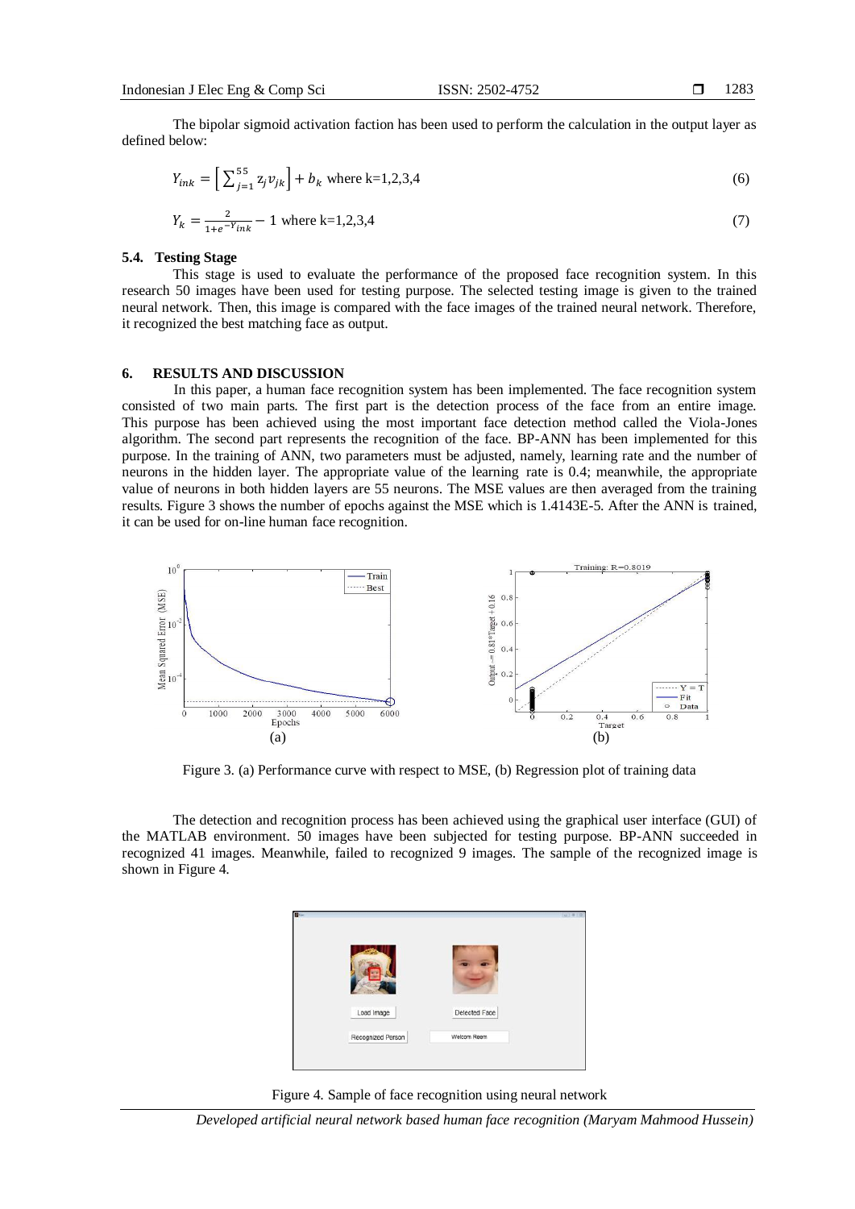The bipolar sigmoid activation faction has been used to perform the calculation in the output layer as defined below:

$$Y_{ink} = \left[ \sum_{j=1}^{55} z_j v_{jk} \right] + b_k \text{ where k=1,2,3,4} \quad (6)$$

$$Y_k = \frac{2}{1+e^{-Y_{ink}}} - 1 \text{ where k=1,2,3,4} \quad (7)$$

### 5.4. Testing Stage

This stage is used to evaluate the performance of the proposed face recognition system. In this research 50 images have been used for testing purpose. The selected testing image is given to the trained neural network. Then, this image is compared with the face images of the trained neural network. Therefore, it recognized the best matching face as output.

## 6. RESULTS AND DISCUSSION

In this paper, a human face recognition system has been implemented. The face recognition system consisted of two main parts. The first part is the detection process of the face from an entire image. This purpose has been achieved using the most important face detection method called the Viola-Jones algorithm. The second part represents the recognition of the face. BP-ANN has been implemented for this purpose. In the training of ANN, two parameters must be adjusted, namely, learning rate and the number of neurons in the hidden layer. The appropriate value of the learning rate is 0.4; meanwhile, the appropriate value of neurons in both hidden layers are 55 neurons. The MSE values are then averaged from the training results. Figure 3 shows the number of epochs against the MSE which is 1.4143E-5. After the ANN is trained, it can be used for on-line human face recognition.

Figure 3. (a) Performance curve with respect to MSE, (b) Regression plot of training data

The detection and recognition process has been achieved using the graphical user interface (GUI) of the MATLAB environment. 50 images have been subjected for testing purpose. BP-ANN succeeded in recognized 41 images. Meanwhile, failed to recognized 9 images. The sample of the recognized image is shown in Figure 4.

Figure 4. Sample of face recognition using neural network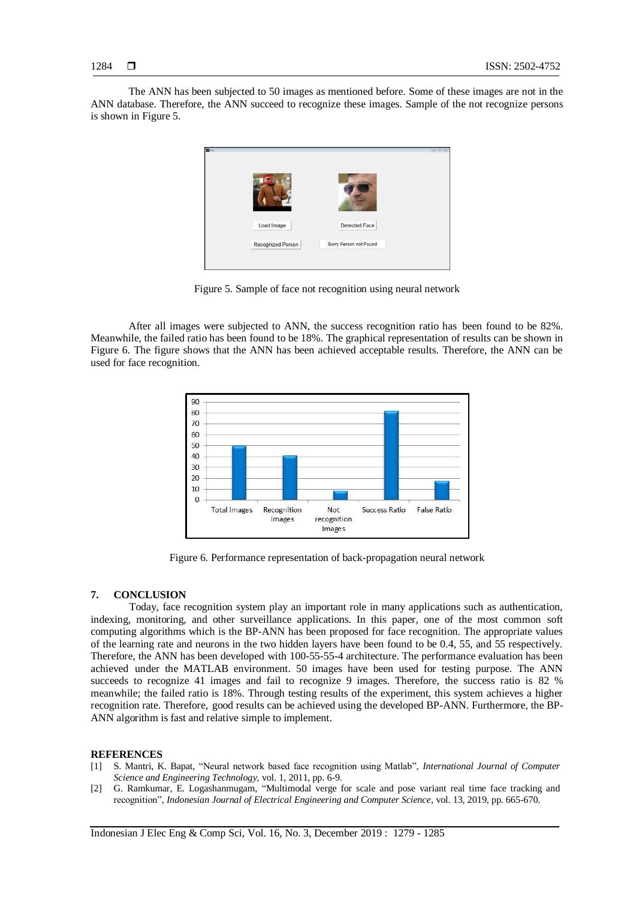The ANN has been subjected to 50 images as mentioned before. Some of these images are not in the ANN database. Therefore, the ANN succeed to recognize these images. Sample of the not recognize persons is shown in Figure 5.

Figure 5. Sample of face not recognition using neural network

After all images were subjected to ANN, the success recognition ratio has been found to be 82%. Meanwhile, the failed ratio has been found to be 18%. The graphical representation of results can be shown in Figure 6. The figure shows that the ANN has been achieved acceptable results. Therefore, the ANN can be used for face recognition.

Figure 6. Performance representation of back-propagation neural network

## 7. CONCLUSION

Today, face recognition system play an important role in many applications such as authentication, indexing, monitoring, and other surveillance applications. In this paper, one of the most common soft computing algorithms which is the BP-ANN has been proposed for face recognition. The appropriate values of the learning rate and neurons in the two hidden layers have been found to be 0.4, 55, and 55 respectively. Therefore, the ANN has been developed with 100-55-55-4 architecture. The performance evaluation has been achieved under the MATLAB environment. 50 images have been used for testing purpose. The ANN succeeds to recognize 41 images and fail to recognize 9 images. Therefore, the success ratio is 82 % meanwhile; the failed ratio is 18%. Through testing results of the experiment, this system achieves a higher recognition rate. Therefore, good results can be achieved using the developed BP-ANN. Furthermore, the BP-ANN algorithm is fast and relative simple to implement.

## REFERENCES

[1] S. Mantri, K. Bapat, "Neural network based face recognition using Matlab", *International Journal of Computer Science and Engineering Technology*, vol. 1, 2011, pp. 6-9.

[2] G. Ramkumar, E. Logashanmugam, "Multimodal verge for scale and pose variant real time face tracking and recognition", *Indonesian Journal of Electrical Engineering and Computer Science*, vol. 13, 2019, pp. 665-670.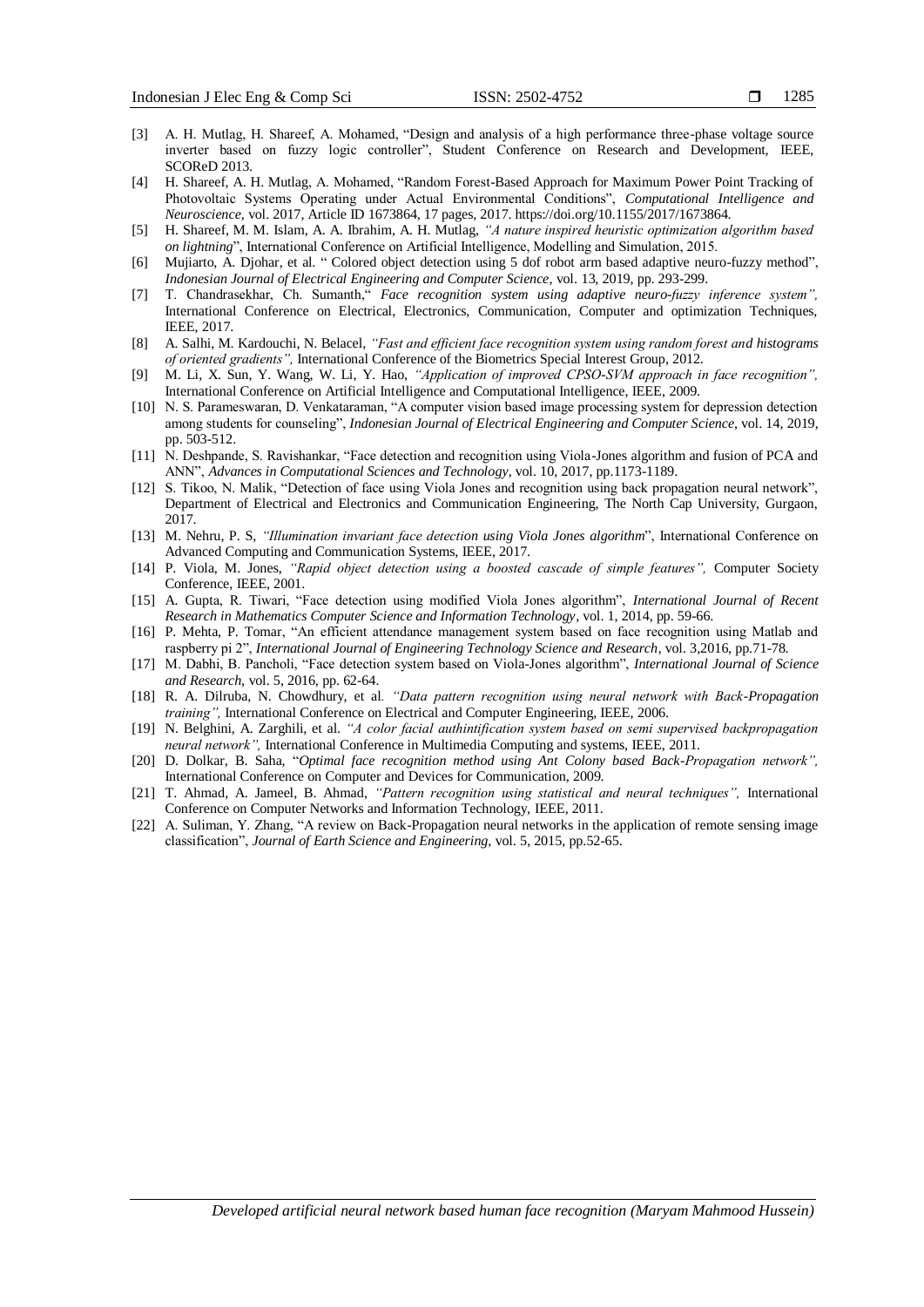[3] A. H. Mutlag, H. Shareef, A. Mohamed, "Design and analysis of a high performance three-phase voltage source inverter based on fuzzy logic controller", Student Conference on Research and Development, IEEE, SCOReD 2013.

[4] H. Shareef, A. H. Mutlag, A. Mohamed, "Random Forest-Based Approach for Maximum Power Point Tracking of Photovoltaic Systems Operating under Actual Environmental Conditions", *Computational Intelligence and Neuroscience*, vol. 2017, Article ID 1673864, 17 pages, 2017. https://doi.org/10.1155/2017/1673864.

[5] H. Shareef, M. M. Islam, A. A. Ibrahim, A. H. Mutlag, *"A nature inspired heuristic optimization algorithm based on lightning*", International Conference on Artificial Intelligence, Modelling and Simulation, 2015.

[6] Mujiarto, A. Djohar, et al. " Colored object detection using 5 dof robot arm based adaptive neuro-fuzzy method", *Indonesian Journal of Electrical Engineering and Computer Science*, vol. 13, 2019, pp. 293-299.

[7] T. Chandrasekhar, Ch. Sumanth," *Face recognition system using adaptive neuro-fuzzy inference system",* International Conference on Electrical, Electronics, Communication, Computer and optimization Techniques, IEEE, 2017.

[8] A. Salhi, M. Kardouchi, N. Belacel, *"Fast and efficient face recognition system using random forest and histograms of oriented gradients",* International Conference of the Biometrics Special Interest Group, 2012.

[9] M. Li, X. Sun, Y. Wang, W. Li, Y. Hao, *"Application of improved CPSO-SVM approach in face recognition",* International Conference on Artificial Intelligence and Computational Intelligence, IEEE, 2009.

[10] N. S. Parameswaran, D. Venkataraman, "A computer vision based image processing system for depression detection among students for counseling", *Indonesian Journal of Electrical Engineering and Computer Science*, vol. 14, 2019, pp. 503-512.

[11] N. Deshpande, S. Ravishankar, "Face detection and recognition using Viola-Jones algorithm and fusion of PCA and ANN", *Advances in Computational Sciences and Technology*, vol. 10, 2017, pp.1173-1189.

[12] S. Tikoo, N. Malik, "Detection of face using Viola Jones and recognition using back propagation neural network", Department of Electrical and Electronics and Communication Engineering, The North Cap University, Gurgaon, 2017.

[13] M. Nehru, P. S, *"Illumination invariant face detection using Viola Jones algorithm*", International Conference on Advanced Computing and Communication Systems, IEEE, 2017.

[14] P. Viola, M. Jones, *"Rapid object detection using a boosted cascade of simple features",* Computer Society Conference, IEEE, 2001.

[15] A. Gupta, R. Tiwari, "Face detection using modified Viola Jones algorithm", *International Journal of Recent Research in Mathematics Computer Science and Information Technology*, vol. 1, 2014, pp. 59-66.

[16] P. Mehta, P. Tomar, "An efficient attendance management system based on face recognition using Matlab and raspberry pi 2", *International Journal of Engineering Technology Science and Research*, vol. 3,2016, pp.71-78.

[17] M. Dabhi, B. Pancholi, "Face detection system based on Viola-Jones algorithm", *International Journal of Science and Research*, vol. 5, 2016, pp. 62-64.

[18] R. A. Dilruba, N. Chowdhury, et al. *"Data pattern recognition using neural network with Back-Propagation training",* International Conference on Electrical and Computer Engineering, IEEE, 2006.

[19] N. Belghini, A. Zarghili, et al. *"A color facial authintification system based on semi supervised backpropagation neural network",* International Conference in Multimedia Computing and systems, IEEE, 2011.

[20] D. Dolkar, B. Saha, "*Optimal face recognition method using Ant Colony based Back-Propagation network",* International Conference on Computer and Devices for Communication, 2009.

[21] T. Ahmad, A. Jameel, B. Ahmad, *"Pattern recognition using statistical and neural techniques",* International Conference on Computer Networks and Information Technology, IEEE, 2011.

[22] A. Suliman, Y. Zhang, "A review on Back-Propagation neural networks in the application of remote sensing image classification", *Journal of Earth Science and Engineering*, vol. 5, 2015, pp.52-65.